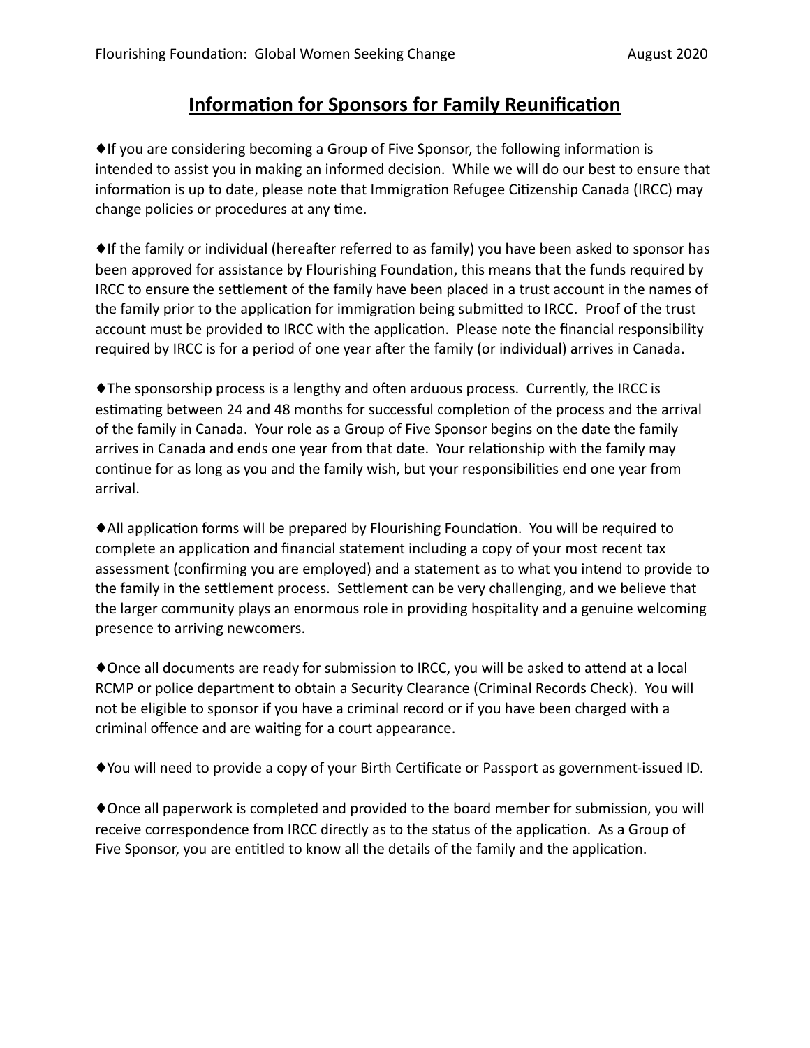## Information for Sponsors for Family Reunification

♦If you are considering becoming a Group of Five Sponsor, the following information is intended to assist you in making an informed decision. While we will do our best to ensure that information is up to date, please note that Immigration Refugee Citizenship Canada (IRCC) may change policies or procedures at any time.

♦If the family or individual (hereafter referred to as family) you have been asked to sponsor has been approved for assistance by Flourishing Foundation, this means that the funds required by IRCC to ensure the settlement of the family have been placed in a trust account in the names of the family prior to the application for immigration being submitted to IRCC. Proof of the trust account must be provided to IRCC with the application. Please note the financial responsibility required by IRCC is for a period of one year after the family (or individual) arrives in Canada.

♦The sponsorship process is a lengthy and often arduous process. Currently, the IRCC is estimating between 24 and 48 months for successful completion of the process and the arrival of the family in Canada. Your role as a Group of Five Sponsor begins on the date the family arrives in Canada and ends one year from that date. Your relationship with the family may continue for as long as you and the family wish, but your responsibilities end one year from arrival.

♦All application forms will be prepared by Flourishing Foundation. You will be required to complete an application and financial statement including a copy of your most recent tax assessment (confirming you are employed) and a statement as to what you intend to provide to the family in the settlement process. Settlement can be very challenging, and we believe that the larger community plays an enormous role in providing hospitality and a genuine welcoming presence to arriving newcomers.

♦Once all documents are ready for submission to IRCC, you will be asked to attend at a local RCMP or police department to obtain a Security Clearance (Criminal Records Check). You will not be eligible to sponsor if you have a criminal record or if you have been charged with a criminal offence and are waiting for a court appearance.

♦You will need to provide a copy of your Birth Certificate or Passport as government-issued ID.

♦Once all paperwork is completed and provided to the board member for submission, you will receive correspondence from IRCC directly as to the status of the application. As a Group of Five Sponsor, you are entitled to know all the details of the family and the application.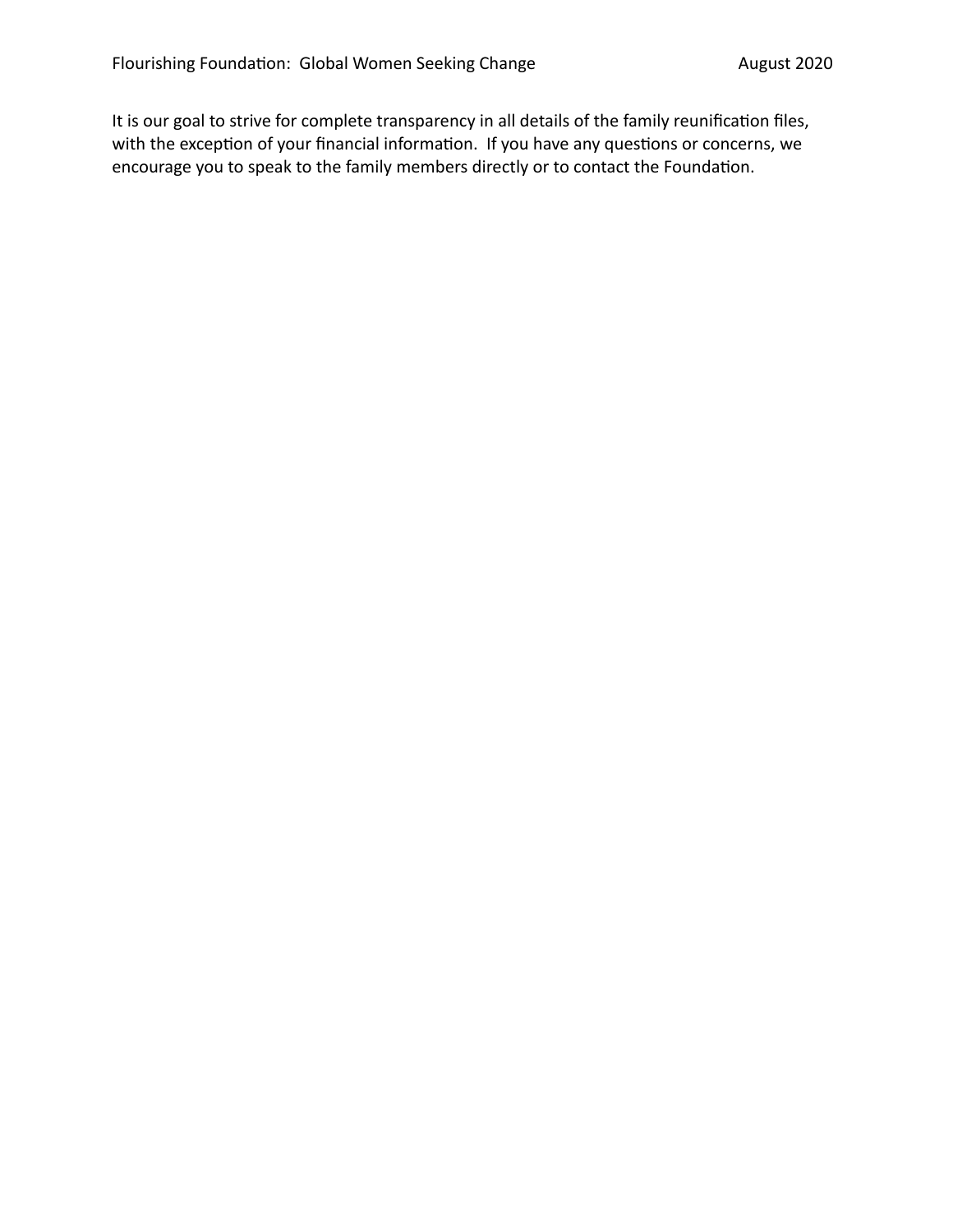It is our goal to strive for complete transparency in all details of the family reunification files, with the exception of your financial information. If you have any questions or concerns, we encourage you to speak to the family members directly or to contact the Foundation.